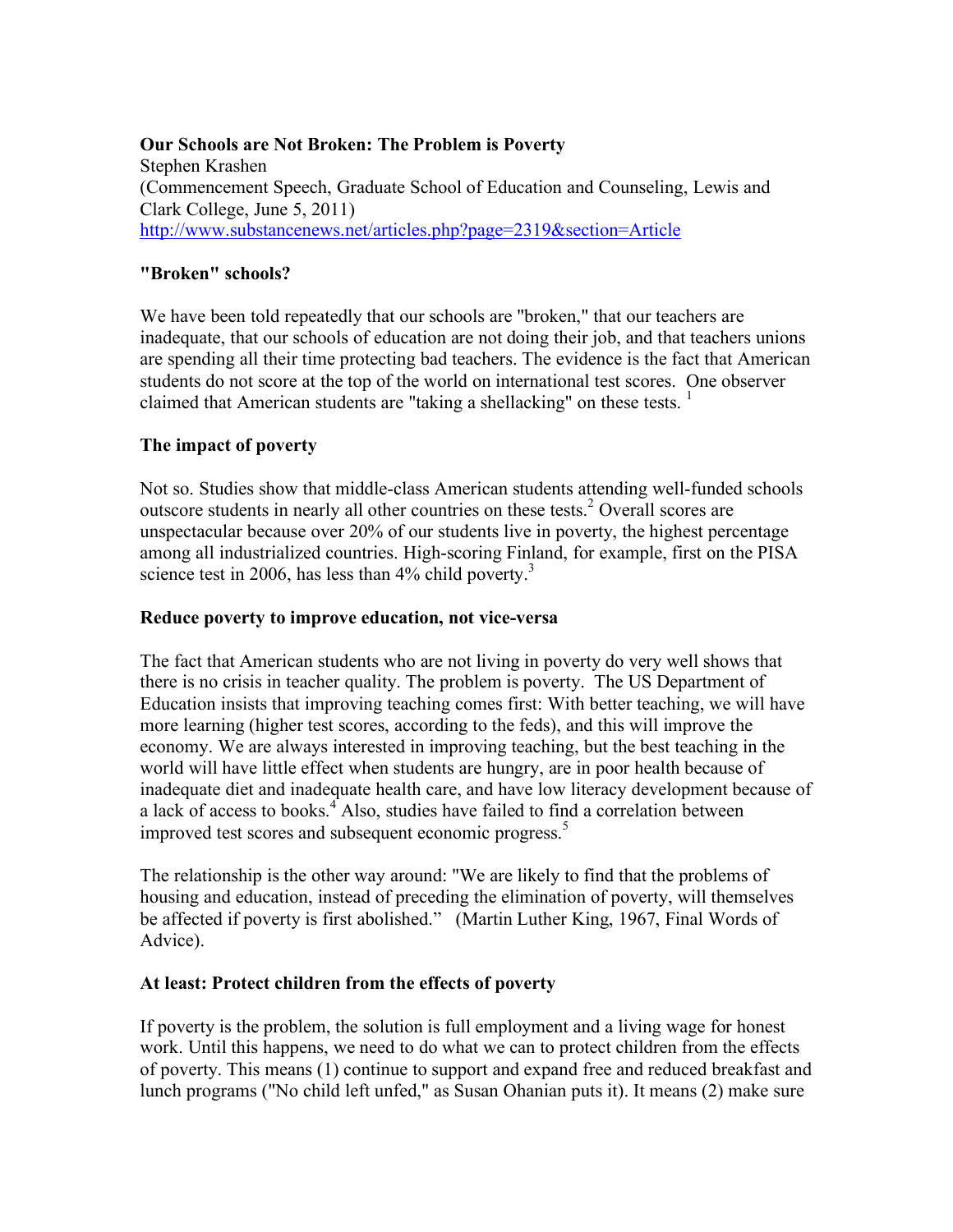# Our Schools are Not Broken: The Problem is Poverty

Stephen Krashen
(Commencement Speech, Graduate School of Education and Counseling, Lewis and Clark College, June 5, 2011)
http://www.substancenews.net/articles.php?page=2319&section=Article

## "Broken" schools?

We have been told repeatedly that our schools are "broken," that our teachers are inadequate, that our schools of education are not doing their job, and that teachers unions are spending all their time protecting bad teachers. The evidence is the fact that American students do not score at the top of the world on international test scores. One observer claimed that American students are "taking a shellacking" on these tests. [1]

## The impact of poverty

Not so. Studies show that middle-class American students attending well-funded schools outscore students in nearly all other countries on these tests.[2] Overall scores are unspectacular because over 20% of our students live in poverty, the highest percentage among all industrialized countries. High-scoring Finland, for example, first on the PISA science test in 2006, has less than 4% child poverty.[3]

## Reduce poverty to improve education, not vice-versa

The fact that American students who are not living in poverty do very well shows that there is no crisis in teacher quality. The problem is poverty. The US Department of Education insists that improving teaching comes first: With better teaching, we will have more learning (higher test scores, according to the feds), and this will improve the economy. We are always interested in improving teaching, but the best teaching in the world will have little effect when students are hungry, are in poor health because of inadequate diet and inadequate health care, and have low literacy development because of a lack of access to books.[4] Also, studies have failed to find a correlation between improved test scores and subsequent economic progress.[5]

The relationship is the other way around: "We are likely to find that the problems of housing and education, instead of preceding the elimination of poverty, will themselves be affected if poverty is first abolished." (Martin Luther King, 1967, Final Words of Advice).

## At least: Protect children from the effects of poverty

If poverty is the problem, the solution is full employment and a living wage for honest work. Until this happens, we need to do what we can to protect children from the effects of poverty. This means (1) continue to support and expand free and reduced breakfast and lunch programs ("No child left unfed," as Susan Ohanian puts it). It means (2) make sure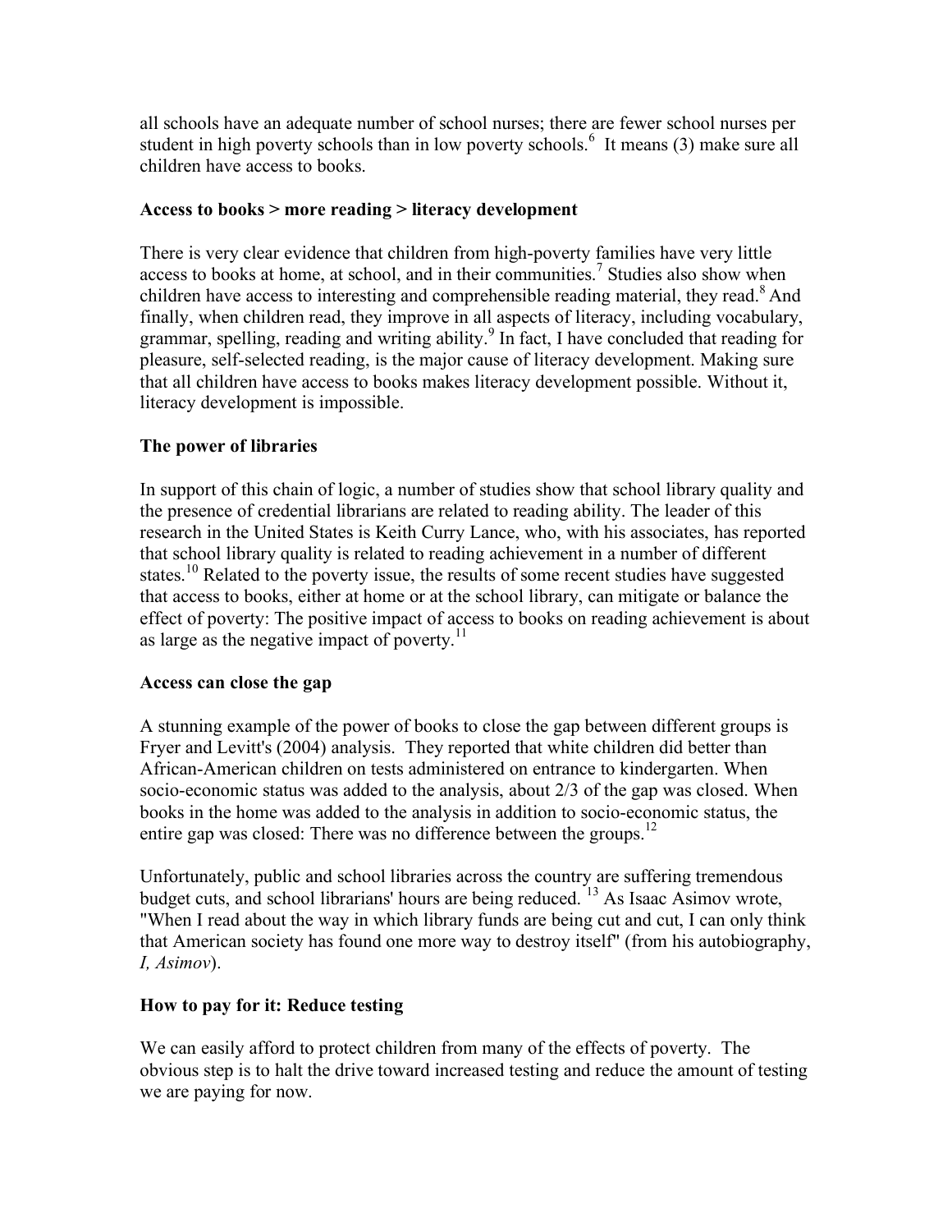all schools have an adequate number of school nurses; there are fewer school nurses per student in high poverty schools than in low poverty schools.[6] It means (3) make sure all children have access to books.

### Access to books > more reading > literacy development

There is very clear evidence that children from high-poverty families have very little access to books at home, at school, and in their communities.[7] Studies also show when children have access to interesting and comprehensible reading material, they read.[8] And finally, when children read, they improve in all aspects of literacy, including vocabulary, grammar, spelling, reading and writing ability.[9] In fact, I have concluded that reading for pleasure, self-selected reading, is the major cause of literacy development. Making sure that all children have access to books makes literacy development possible. Without it, literacy development is impossible.

### The power of libraries

In support of this chain of logic, a number of studies show that school library quality and the presence of credential librarians are related to reading ability. The leader of this research in the United States is Keith Curry Lance, who, with his associates, has reported that school library quality is related to reading achievement in a number of different states.[10] Related to the poverty issue, the results of some recent studies have suggested that access to books, either at home or at the school library, can mitigate or balance the effect of poverty: The positive impact of access to books on reading achievement is about as large as the negative impact of poverty.[11]

### Access can close the gap

A stunning example of the power of books to close the gap between different groups is Fryer and Levitt's (2004) analysis. They reported that white children did better than African-American children on tests administered on entrance to kindergarten. When socio-economic status was added to the analysis, about 2/3 of the gap was closed. When books in the home was added to the analysis in addition to socio-economic status, the entire gap was closed: There was no difference between the groups.[12]

Unfortunately, public and school libraries across the country are suffering tremendous budget cuts, and school librarians' hours are being reduced.[13] As Isaac Asimov wrote, "When I read about the way in which library funds are being cut and cut, I can only think that American society has found one more way to destroy itself" (from his autobiography, *I, Asimov*).

### How to pay for it: Reduce testing

We can easily afford to protect children from many of the effects of poverty. The obvious step is to halt the drive toward increased testing and reduce the amount of testing we are paying for now.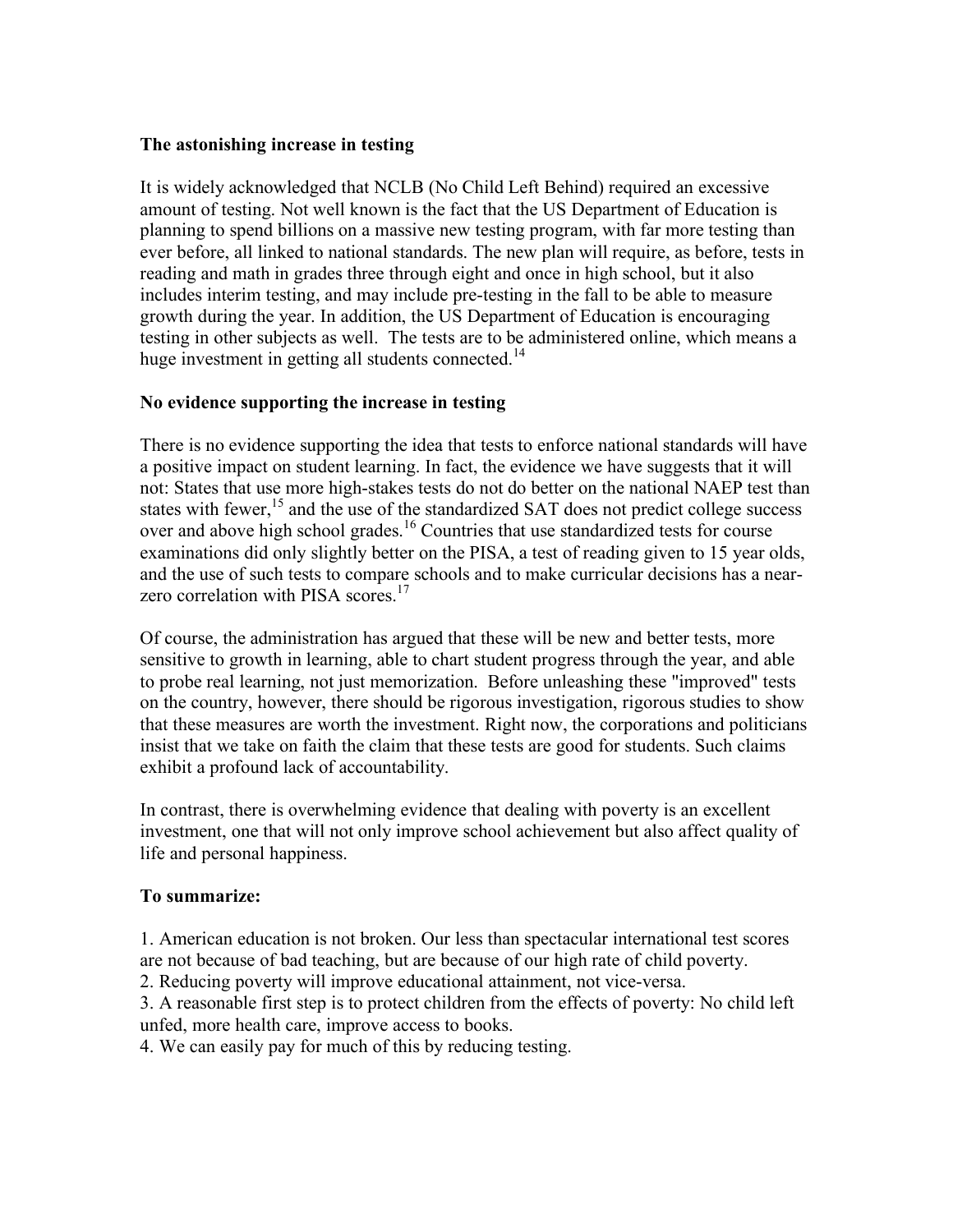**The astonishing increase in testing**

It is widely acknowledged that NCLB (No Child Left Behind) required an excessive amount of testing. Not well known is the fact that the US Department of Education is planning to spend billions on a massive new testing program, with far more testing than ever before, all linked to national standards. The new plan will require, as before, tests in reading and math in grades three through eight and once in high school, but it also includes interim testing, and may include pre-testing in the fall to be able to measure growth during the year. In addition, the US Department of Education is encouraging testing in other subjects as well. The tests are to be administered online, which means a huge investment in getting all students connected.[14]

**No evidence supporting the increase in testing**

There is no evidence supporting the idea that tests to enforce national standards will have a positive impact on student learning. In fact, the evidence we have suggests that it will not: States that use more high-stakes tests do not do better on the national NAEP test than states with fewer,[15] and the use of the standardized SAT does not predict college success over and above high school grades.[16] Countries that use standardized tests for course examinations did only slightly better on the PISA, a test of reading given to 15 year olds, and the use of such tests to compare schools and to make curricular decisions has a near-zero correlation with PISA scores.[17]

Of course, the administration has argued that these will be new and better tests, more sensitive to growth in learning, able to chart student progress through the year, and able to probe real learning, not just memorization. Before unleashing these "improved" tests on the country, however, there should be rigorous investigation, rigorous studies to show that these measures are worth the investment. Right now, the corporations and politicians insist that we take on faith the claim that these tests are good for students. Such claims exhibit a profound lack of accountability.

In contrast, there is overwhelming evidence that dealing with poverty is an excellent investment, one that will not only improve school achievement but also affect quality of life and personal happiness.

**To summarize:**

1. American education is not broken. Our less than spectacular international test scores are not because of bad teaching, but are because of our high rate of child poverty.
2. Reducing poverty will improve educational attainment, not vice-versa.
3. A reasonable first step is to protect children from the effects of poverty: No child left unfed, more health care, improve access to books.
4. We can easily pay for much of this by reducing testing.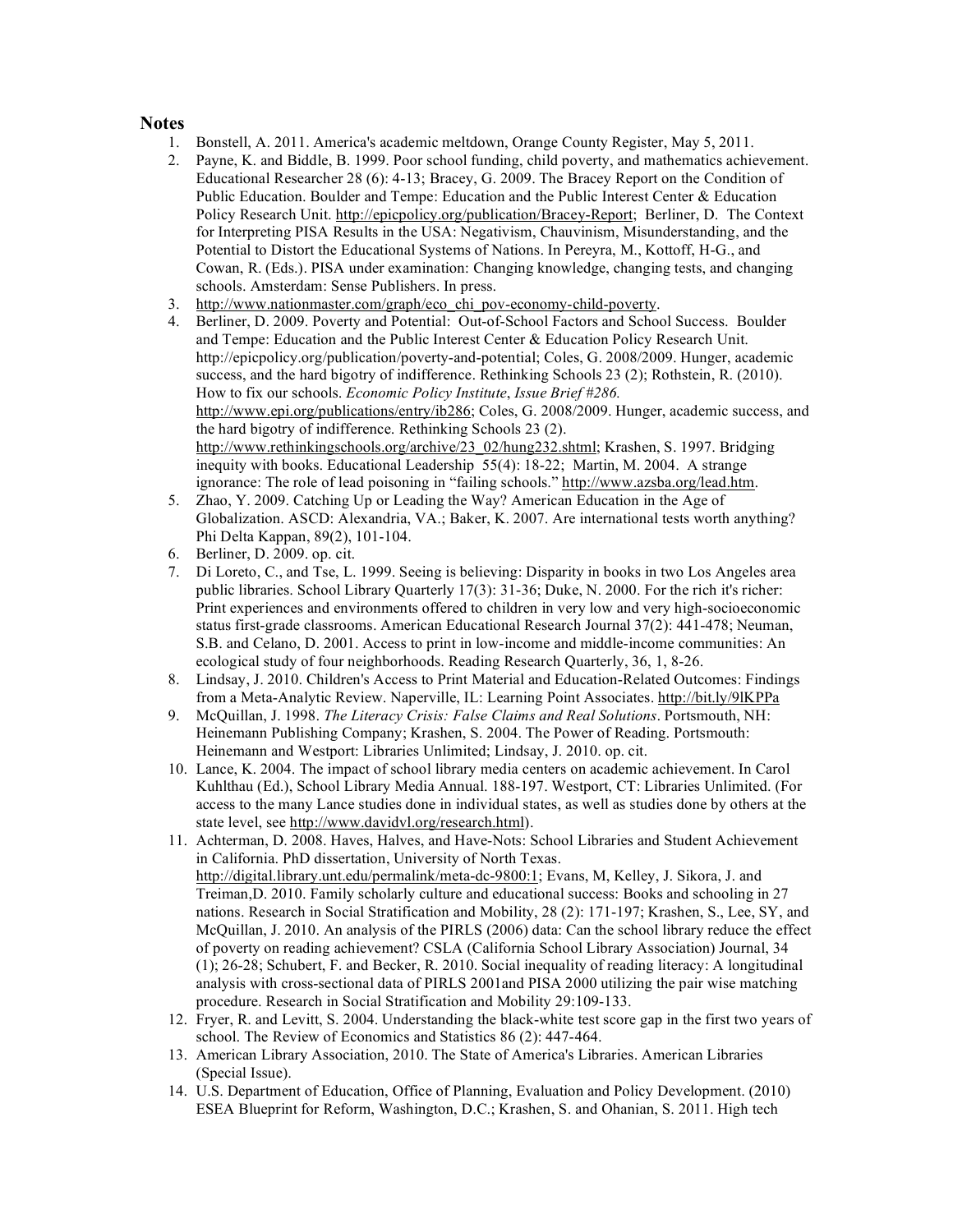**Notes**

1. Bonstell, A. 2011. America's academic meltdown, Orange County Register, May 5, 2011.
2. Payne, K. and Biddle, B. 1999. Poor school funding, child poverty, and mathematics achievement. Educational Researcher 28 (6): 4-13; Bracey, G. 2009. The Bracey Report on the Condition of Public Education. Boulder and Tempe: Education and the Public Interest Center & Education Policy Research Unit. http://epicpolicy.org/publication/Bracey-Report; Berliner, D. The Context for Interpreting PISA Results in the USA: Negativism, Chauvinism, Misunderstanding, and the Potential to Distort the Educational Systems of Nations. In Pereyra, M., Kottoff, H-G., and Cowan, R. (Eds.). PISA under examination: Changing knowledge, changing tests, and changing schools. Amsterdam: Sense Publishers. In press.
3. http://www.nationmaster.com/graph/eco_chi_pov-economy-child-poverty.
4. Berliner, D. 2009. Poverty and Potential: Out-of-School Factors and School Success. Boulder and Tempe: Education and the Public Interest Center & Education Policy Research Unit. http://epicpolicy.org/publication/poverty-and-potential; Coles, G. 2008/2009. Hunger, academic success, and the hard bigotry of indifference. Rethinking Schools 23 (2); Rothstein, R. (2010). How to fix our schools. *Economic Policy Institute*, *Issue Brief #286.* http://www.epi.org/publications/entry/ib286; Coles, G. 2008/2009. Hunger, academic success, and the hard bigotry of indifference. Rethinking Schools 23 (2). http://www.rethinkingschools.org/archive/23_02/hung232.shtml; Krashen, S. 1997. Bridging inequity with books. Educational Leadership 55(4): 18-22; Martin, M. 2004. A strange ignorance: The role of lead poisoning in "failing schools." http://www.azsba.org/lead.htm.
5. Zhao, Y. 2009. Catching Up or Leading the Way? American Education in the Age of Globalization. ASCD: Alexandria, VA.; Baker, K. 2007. Are international tests worth anything? Phi Delta Kappan, 89(2), 101-104.
6. Berliner, D. 2009. op. cit.
7. Di Loreto, C., and Tse, L. 1999. Seeing is believing: Disparity in books in two Los Angeles area public libraries. School Library Quarterly 17(3): 31-36; Duke, N. 2000. For the rich it's richer: Print experiences and environments offered to children in very low and very high-socioeconomic status first-grade classrooms. American Educational Research Journal 37(2): 441-478; Neuman, S.B. and Celano, D. 2001. Access to print in low-income and middle-income communities: An ecological study of four neighborhoods. Reading Research Quarterly, 36, 1, 8-26.
8. Lindsay, J. 2010. Children's Access to Print Material and Education-Related Outcomes: Findings from a Meta-Analytic Review. Naperville, IL: Learning Point Associates. http://bit.ly/9lKPPa
9. McQuillan, J. 1998. *The Literacy Crisis: False Claims and Real Solutions*. Portsmouth, NH: Heinemann Publishing Company; Krashen, S. 2004. The Power of Reading. Portsmouth: Heinemann and Westport: Libraries Unlimited; Lindsay, J. 2010. op. cit.
10. Lance, K. 2004. The impact of school library media centers on academic achievement. In Carol Kuhlthau (Ed.), School Library Media Annual. 188-197. Westport, CT: Libraries Unlimited. (For access to the many Lance studies done in individual states, as well as studies done by others at the state level, see http://www.davidvl.org/research.html).
11. Achterman, D. 2008. Haves, Halves, and Have-Nots: School Libraries and Student Achievement in California. PhD dissertation, University of North Texas. http://digital.library.unt.edu/permalink/meta-dc-9800:1; Evans, M, Kelley, J. Sikora, J. and Treiman,D. 2010. Family scholarly culture and educational success: Books and schooling in 27 nations. Research in Social Stratification and Mobility, 28 (2): 171-197; Krashen, S., Lee, SY, and McQuillan, J. 2010. An analysis of the PIRLS (2006) data: Can the school library reduce the effect of poverty on reading achievement? CSLA (California School Library Association) Journal, 34 (1); 26-28; Schubert, F. and Becker, R. 2010. Social inequality of reading literacy: A longitudinal analysis with cross-sectional data of PIRLS 2001and PISA 2000 utilizing the pair wise matching procedure. Research in Social Stratification and Mobility 29:109-133.
12. Fryer, R. and Levitt, S. 2004. Understanding the black-white test score gap in the first two years of school. The Review of Economics and Statistics 86 (2): 447-464.
13. American Library Association, 2010. The State of America's Libraries. American Libraries (Special Issue).
14. U.S. Department of Education, Office of Planning, Evaluation and Policy Development. (2010) ESEA Blueprint for Reform, Washington, D.C.; Krashen, S. and Ohanian, S. 2011. High tech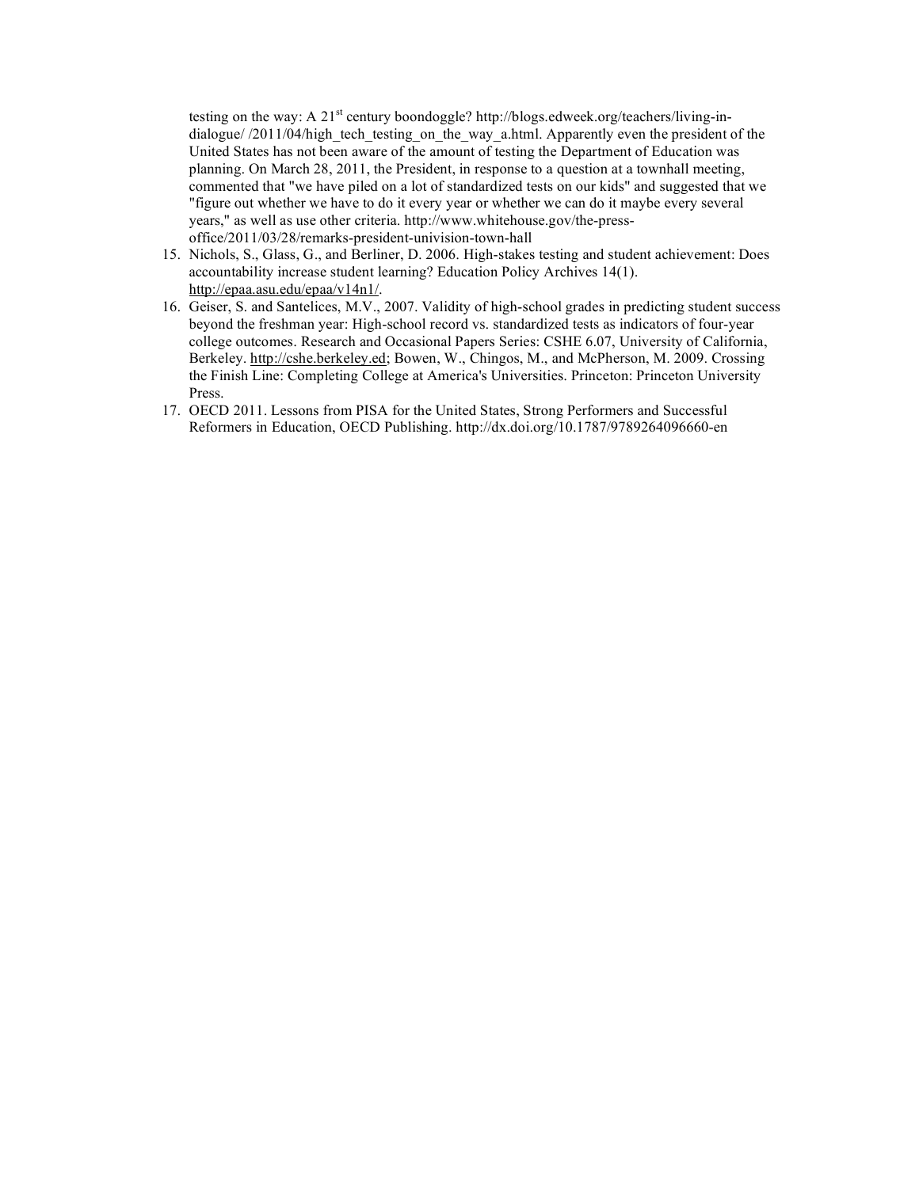testing on the way: A 21st century boondoggle? http://blogs.edweek.org/teachers/living-in-dialogue/ /2011/04/high_tech_testing_on_the_way_a.html. Apparently even the president of the United States has not been aware of the amount of testing the Department of Education was planning. On March 28, 2011, the President, in response to a question at a townhall meeting, commented that "we have piled on a lot of standardized tests on our kids" and suggested that we "figure out whether we have to do it every year or whether we can do it maybe every several years," as well as use other criteria. http://www.whitehouse.gov/the-press-office/2011/03/28/remarks-president-univision-town-hall

15. Nichols, S., Glass, G., and Berliner, D. 2006. High-stakes testing and student achievement: Does accountability increase student learning? Education Policy Archives 14(1). http://epaa.asu.edu/epaa/v14n1/.
16. Geiser, S. and Santelices, M.V., 2007. Validity of high-school grades in predicting student success beyond the freshman year: High-school record vs. standardized tests as indicators of four-year college outcomes. Research and Occasional Papers Series: CSHE 6.07, University of California, Berkeley. http://cshe.berkeley.ed; Bowen, W., Chingos, M., and McPherson, M. 2009. Crossing the Finish Line: Completing College at America's Universities. Princeton: Princeton University Press.
17. OECD 2011. Lessons from PISA for the United States, Strong Performers and Successful Reformers in Education, OECD Publishing. http://dx.doi.org/10.1787/9789264096660-en